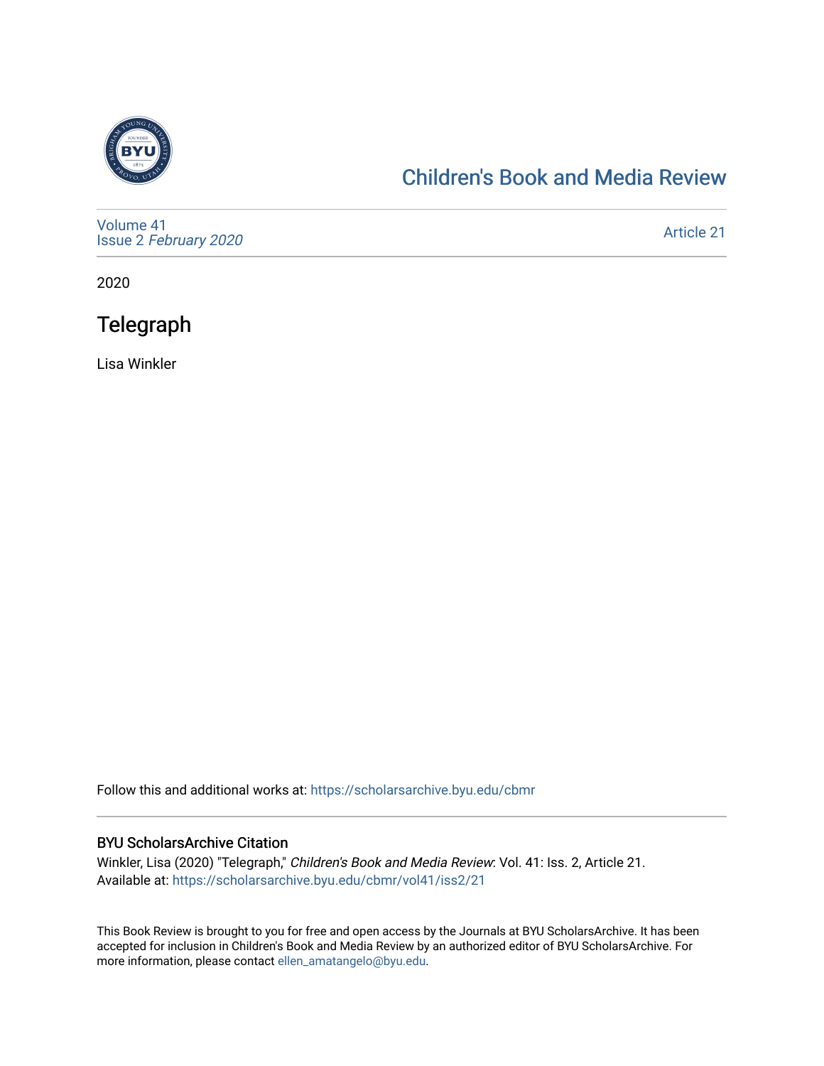# Children's Book and Media Review

Volume 41
Issue 2 *February 2020*

Article 21

2020

## Telegraph

Lisa Winkler

Follow this and additional works at: https://scholarsarchive.byu.edu/cbmr

### BYU ScholarsArchive Citation

Winkler, Lisa (2020) "Telegraph," *Children's Book and Media Review*: Vol. 41: Iss. 2, Article 21.
Available at: https://scholarsarchive.byu.edu/cbmr/vol41/iss2/21

This Book Review is brought to you for free and open access by the Journals at BYU ScholarsArchive. It has been accepted for inclusion in Children's Book and Media Review by an authorized editor of BYU ScholarsArchive. For more information, please contact ellen_amatangelo@byu.edu.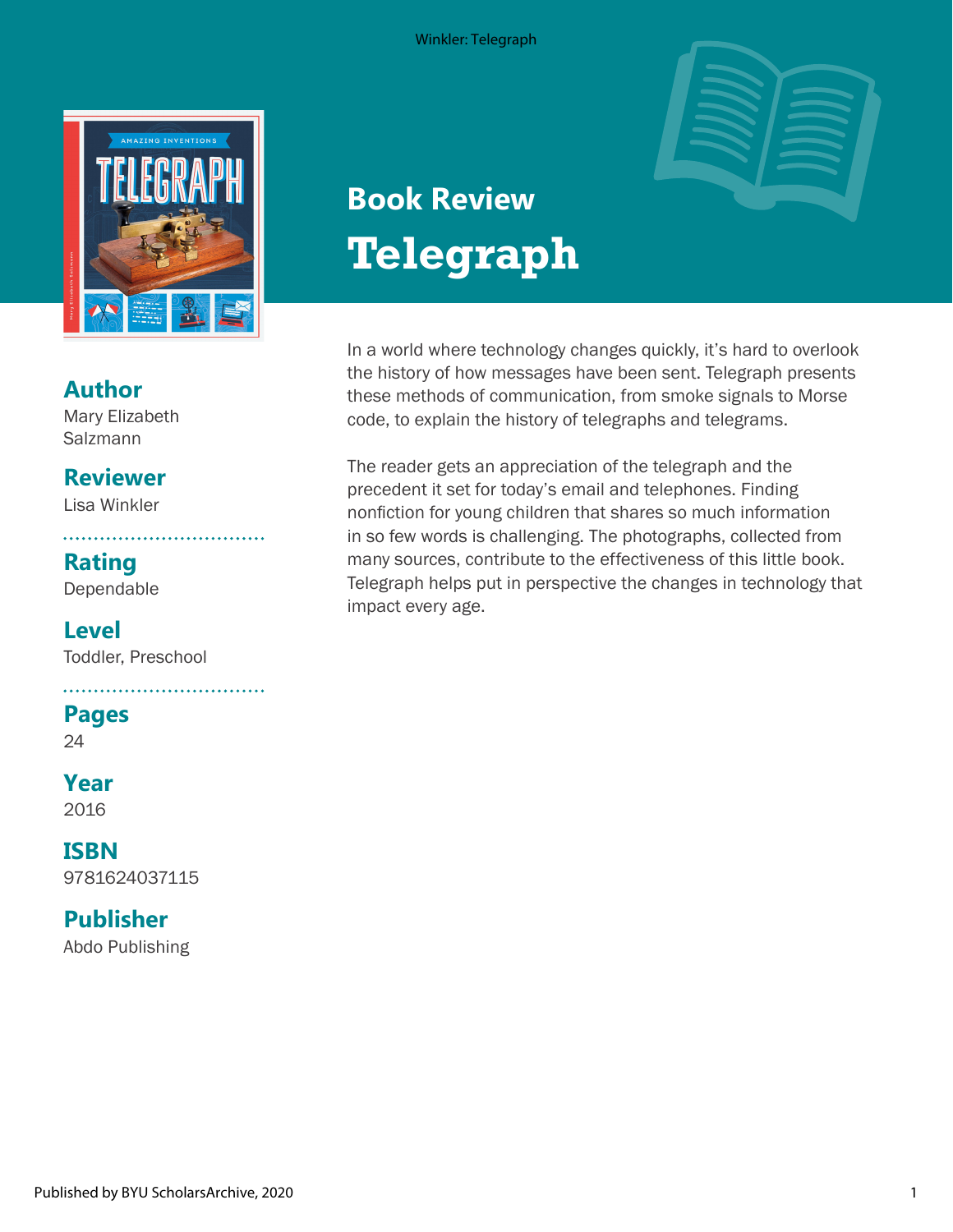## Book Review

# Telegraph

**Author**
Mary Elizabeth Salzmann

**Reviewer**
Lisa Winkler

**Rating**
Dependable

**Level**
Toddler, Preschool

**Pages**
24

**Year**
2016

**ISBN**
9781624037115

**Publisher**
Abdo Publishing

In a world where technology changes quickly, it's hard to overlook the history of how messages have been sent. Telegraph presents these methods of communication, from smoke signals to Morse code, to explain the history of telegraphs and telegrams.

The reader gets an appreciation of the telegraph and the precedent it set for today's email and telephones. Finding nonfiction for young children that shares so much information in so few words is challenging. The photographs, collected from many sources, contribute to the effectiveness of this little book. Telegraph helps put in perspective the changes in technology that impact every age.